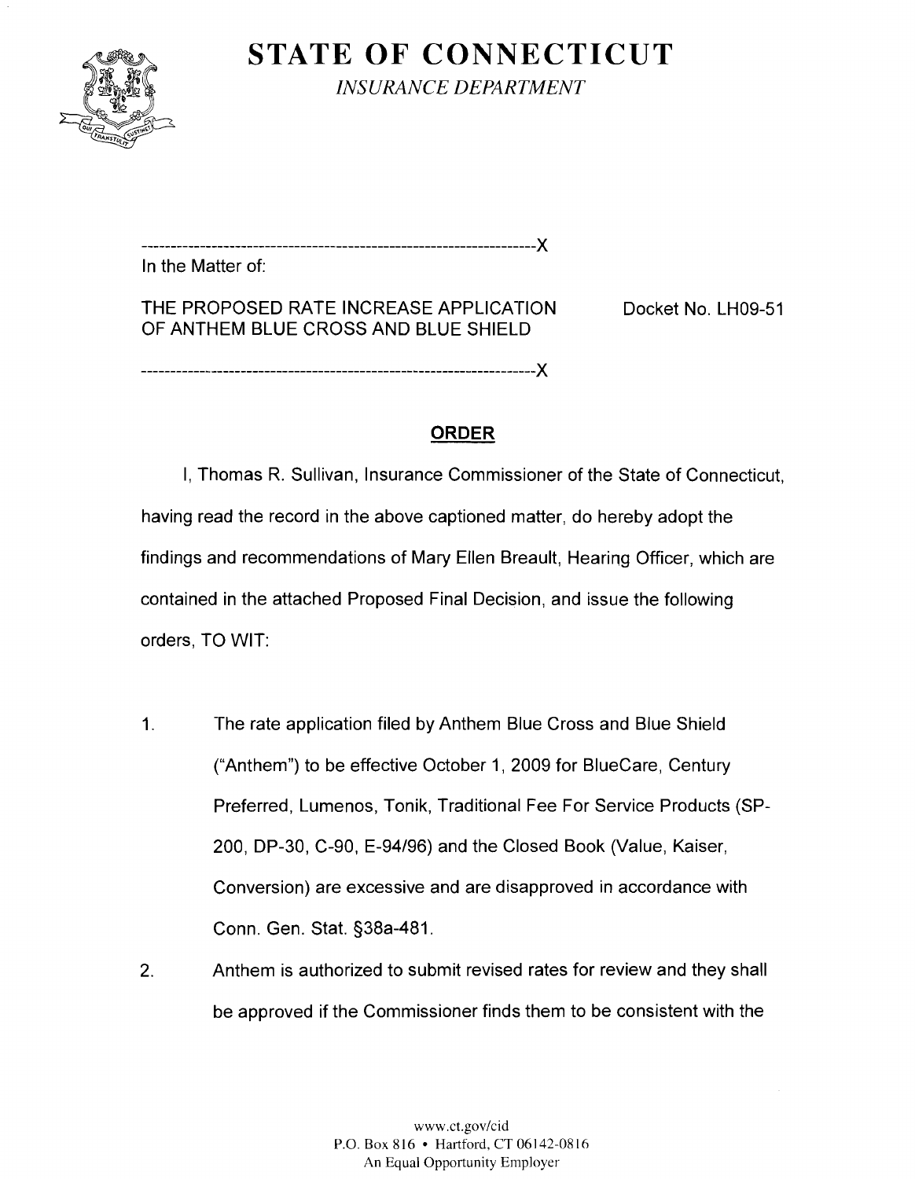# STATE OF CONNECTICUT

*INSURANCE DEPARTMENT*

---------------------------------------------------------------------X

In the Matter of:

THE PROPOSED RATE INCREASE APPLICATION OF ANTHEM BLUE CROSS AND BLUE SHIELD

Docket No. LH09-51

---------------------------------------------------------------------X

## ORDER

I, Thomas R. Sullivan, Insurance Commissioner of the State of Connecticut, having read the record in the above captioned matter, do hereby adopt the findings and recommendations of Mary Ellen Breault, Hearing Officer, which are contained in the attached Proposed Final Decision, and issue the following orders, TO WIT:

1. The rate application filed by Anthem Blue Cross and Blue Shield ("Anthem") to be effective October 1, 2009 for BlueCare, Century Preferred, Lumenos, Tonik, Traditional Fee For Service Products (SP-200, DP-30, C-90, E-94/96) and the Closed Book (Value, Kaiser, Conversion) are excessive and are disapproved in accordance with Conn. Gen. Stat. §38a-481.

2. Anthem is authorized to submit revised rates for review and they shall be approved if the Commissioner finds them to be consistent with the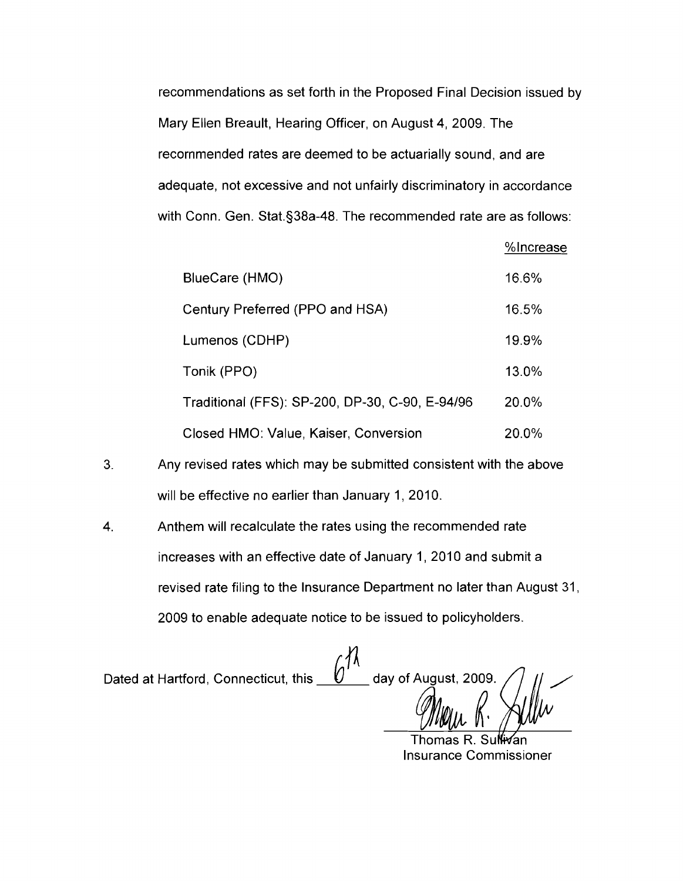recommendations as set forth in the Proposed Final Decision issued by Mary Ellen Breault, Hearing Officer, on August 4, 2009. The recommended rates are deemed to be actuarially sound, and are adequate, not excessive and not unfairly discriminatory in accordance with Conn. Gen. Stat.§38a-48. The recommended rate are as follows:

| | %Increase |
|---|---|
| BlueCare (HMO) | 16.6% |
| Century Preferred (PPO and HSA) | 16.5% |
| Lumenos (CDHP) | 19.9% |
| Tonik (PPO) | 13.0% |
| Traditional (FFS): SP-200, DP-30, C-90, E-94/96 | 20.0% |
| Closed HMO: Value, Kaiser, Conversion | 20.0% |

3. Any revised rates which may be submitted consistent with the above will be effective no earlier than January 1, 2010.

4. Anthem will recalculate the rates using the recommended rate increases with an effective date of January 1, 2010 and submit a revised rate filing to the Insurance Department no later than August 31, 2009 to enable adequate notice to be issued to policyholders.

Dated at Hartford, Connecticut, this 6th day of August, 2009.

Thomas R. Sullivan
Insurance Commissioner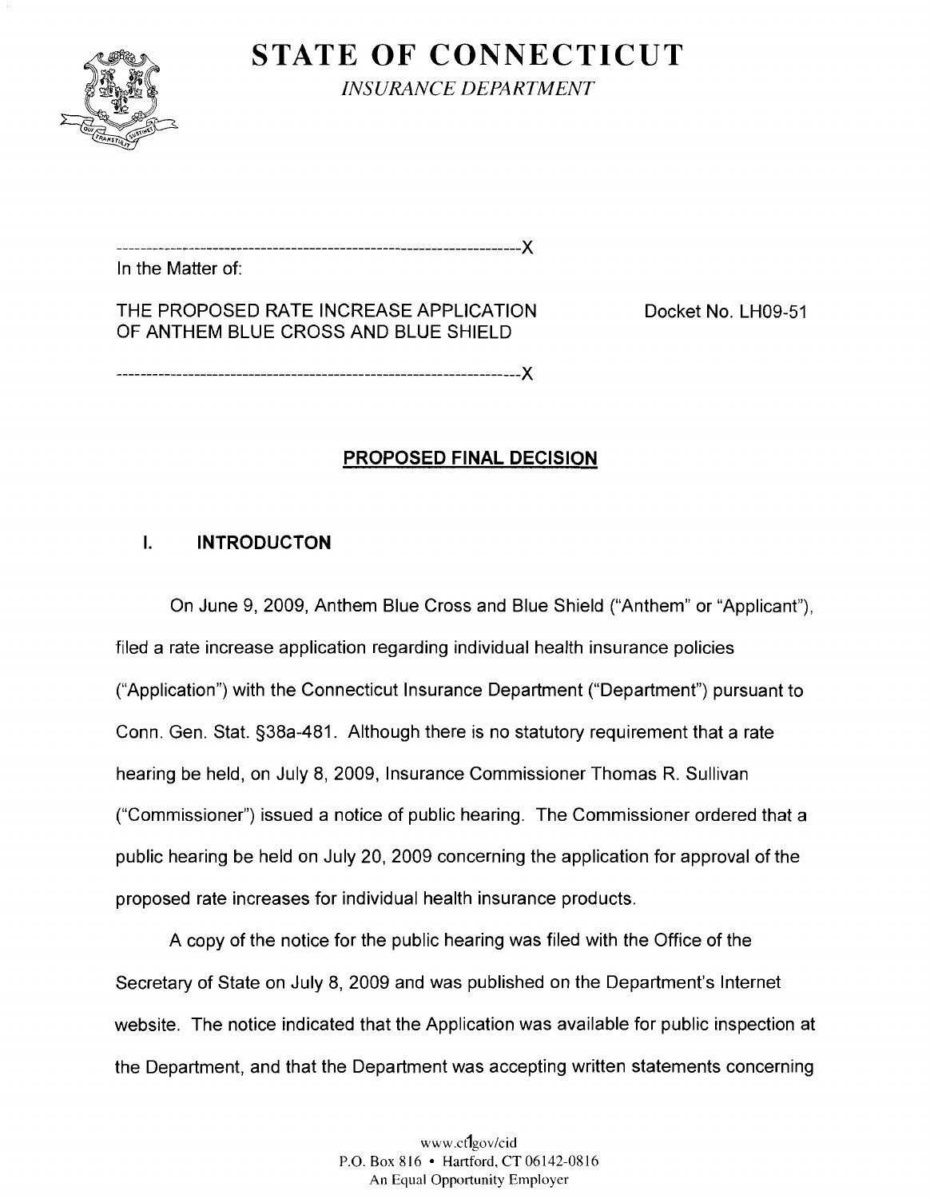# STATE OF CONNECTICUT

*INSURANCE DEPARTMENT*

---------------------------------------------------------------------X

In the Matter of:

THE PROPOSED RATE INCREASE APPLICATION OF ANTHEM BLUE CROSS AND BLUE SHIELD

Docket No. LH09-51

---------------------------------------------------------------------X

## PROPOSED FINAL DECISION

### I. INTRODUCTON

On June 9, 2009, Anthem Blue Cross and Blue Shield ("Anthem" or "Applicant"), filed a rate increase application regarding individual health insurance policies ("Application") with the Connecticut Insurance Department ("Department") pursuant to Conn. Gen. Stat. §38a-481. Although there is no statutory requirement that a rate hearing be held, on July 8, 2009, Insurance Commissioner Thomas R. Sullivan ("Commissioner") issued a notice of public hearing. The Commissioner ordered that a public hearing be held on July 20, 2009 concerning the application for approval of the proposed rate increases for individual health insurance products.

A copy of the notice for the public hearing was filed with the Office of the Secretary of State on July 8, 2009 and was published on the Department's Internet website. The notice indicated that the Application was available for public inspection at the Department, and that the Department was accepting written statements concerning

www.ct.gov/cid
P.O. Box 816 • Hartford, CT 06142-0816
An Equal Opportunity Employer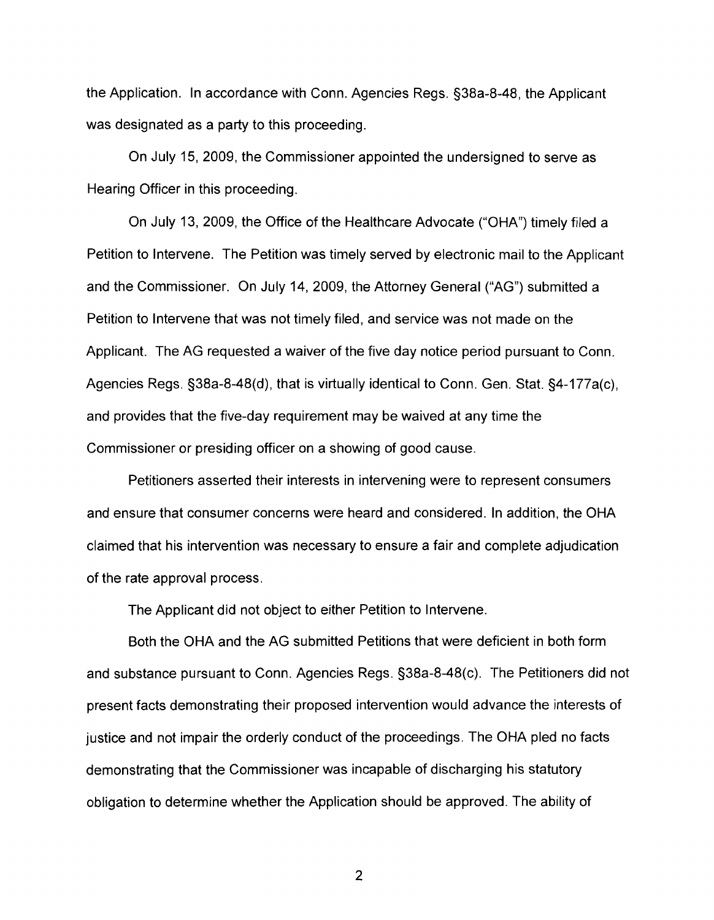the Application. In accordance with Conn. Agencies Regs. §38a-8-48, the Applicant was designated as a party to this proceeding.

On July 15, 2009, the Commissioner appointed the undersigned to serve as Hearing Officer in this proceeding.

On July 13, 2009, the Office of the Healthcare Advocate ("OHA") timely filed a Petition to Intervene. The Petition was timely served by electronic mail to the Applicant and the Commissioner. On July 14, 2009, the Attorney General ("AG") submitted a Petition to Intervene that was not timely filed, and service was not made on the Applicant. The AG requested a waiver of the five day notice period pursuant to Conn. Agencies Regs. §38a-8-48(d), that is virtually identical to Conn. Gen. Stat. §4-177a(c), and provides that the five-day requirement may be waived at any time the Commissioner or presiding officer on a showing of good cause.

Petitioners asserted their interests in intervening were to represent consumers and ensure that consumer concerns were heard and considered. In addition, the OHA claimed that his intervention was necessary to ensure a fair and complete adjudication of the rate approval process.

The Applicant did not object to either Petition to Intervene.

Both the OHA and the AG submitted Petitions that were deficient in both form and substance pursuant to Conn. Agencies Regs. §38a-8-48(c). The Petitioners did not present facts demonstrating their proposed intervention would advance the interests of justice and not impair the orderly conduct of the proceedings. The OHA pled no facts demonstrating that the Commissioner was incapable of discharging his statutory obligation to determine whether the Application should be approved. The ability of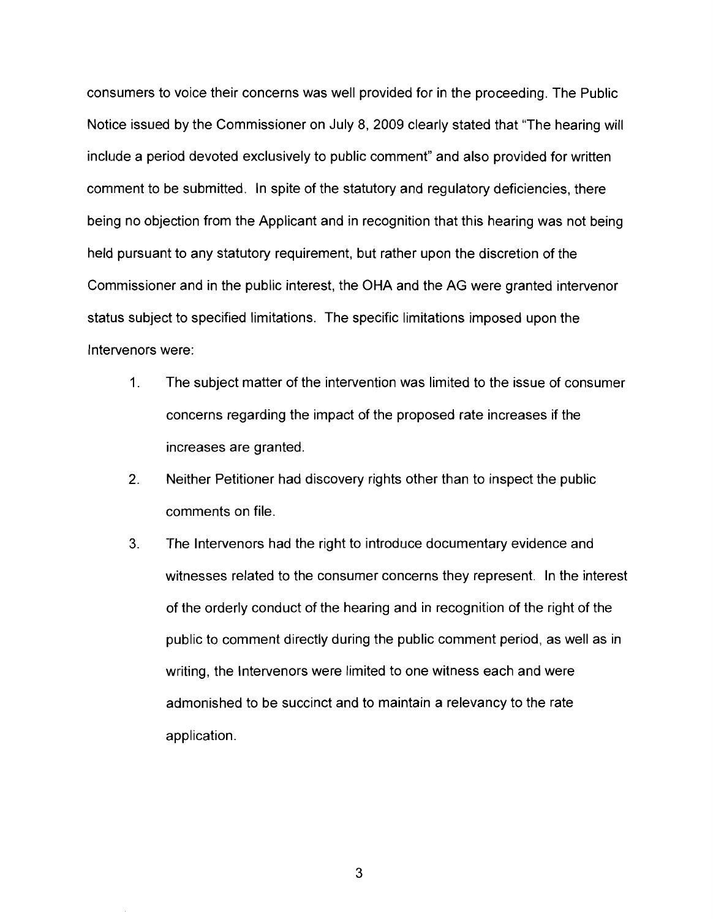consumers to voice their concerns was well provided for in the proceeding. The Public Notice issued by the Commissioner on July 8, 2009 clearly stated that "The hearing will include a period devoted exclusively to public comment" and also provided for written comment to be submitted. In spite of the statutory and regulatory deficiencies, there being no objection from the Applicant and in recognition that this hearing was not being held pursuant to any statutory requirement, but rather upon the discretion of the Commissioner and in the public interest, the OHA and the AG were granted intervenor status subject to specified limitations. The specific limitations imposed upon the Intervenors were:

1. The subject matter of the intervention was limited to the issue of consumer concerns regarding the impact of the proposed rate increases if the increases are granted.
2. Neither Petitioner had discovery rights other than to inspect the public comments on file.
3. The Intervenors had the right to introduce documentary evidence and witnesses related to the consumer concerns they represent. In the interest of the orderly conduct of the hearing and in recognition of the right of the public to comment directly during the public comment period, as well as in writing, the Intervenors were limited to one witness each and were admonished to be succinct and to maintain a relevancy to the rate application.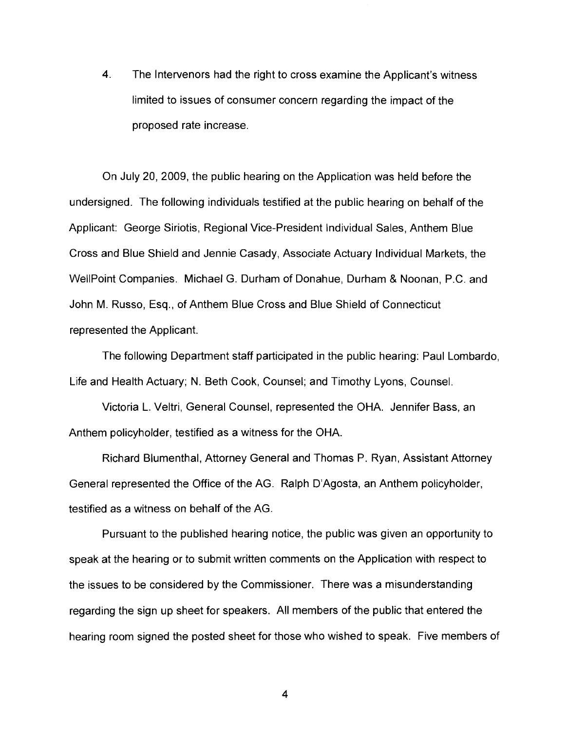4. The Intervenors had the right to cross examine the Applicant's witness limited to issues of consumer concern regarding the impact of the proposed rate increase.

On July 20, 2009, the public hearing on the Application was held before the undersigned. The following individuals testified at the public hearing on behalf of the Applicant: George Siriotis, Regional Vice-President Individual Sales, Anthem Blue Cross and Blue Shield and Jennie Casady, Associate Actuary Individual Markets, the WellPoint Companies. Michael G. Durham of Donahue, Durham & Noonan, P.C. and John M. Russo, Esq., of Anthem Blue Cross and Blue Shield of Connecticut represented the Applicant.

The following Department staff participated in the public hearing: Paul Lombardo, Life and Health Actuary; N. Beth Cook, Counsel; and Timothy Lyons, Counsel.

Victoria L. Veltri, General Counsel, represented the OHA. Jennifer Bass, an Anthem policyholder, testified as a witness for the OHA.

Richard Blumenthal, Attorney General and Thomas P. Ryan, Assistant Attorney General represented the Office of the AG. Ralph D'Agosta, an Anthem policyholder, testified as a witness on behalf of the AG.

Pursuant to the published hearing notice, the public was given an opportunity to speak at the hearing or to submit written comments on the Application with respect to the issues to be considered by the Commissioner. There was a misunderstanding regarding the sign up sheet for speakers. All members of the public that entered the hearing room signed the posted sheet for those who wished to speak. Five members of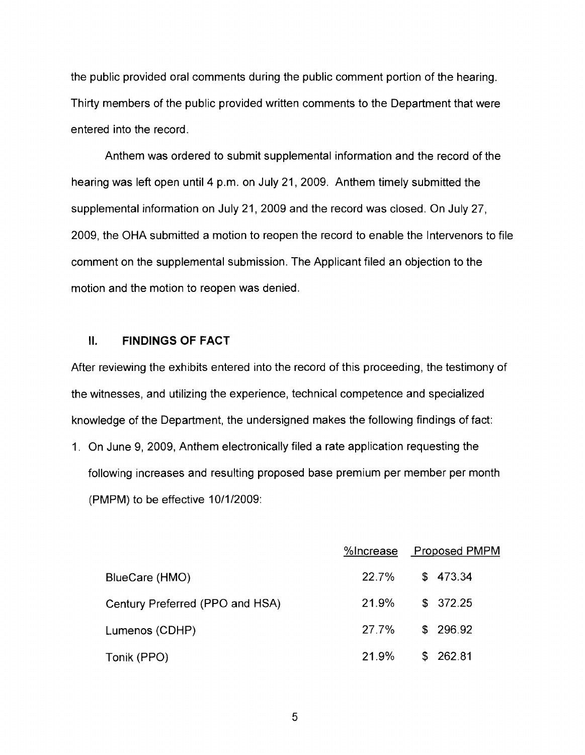the public provided oral comments during the public comment portion of the hearing. Thirty members of the public provided written comments to the Department that were entered into the record.

Anthem was ordered to submit supplemental information and the record of the hearing was left open until 4 p.m. on July 21, 2009. Anthem timely submitted the supplemental information on July 21, 2009 and the record was closed. On July 27, 2009, the OHA submitted a motion to reopen the record to enable the Intervenors to file comment on the supplemental submission. The Applicant filed an objection to the motion and the motion to reopen was denied.

## II. FINDINGS OF FACT

After reviewing the exhibits entered into the record of this proceeding, the testimony of the witnesses, and utilizing the experience, technical competence and specialized knowledge of the Department, the undersigned makes the following findings of fact:

1. On June 9, 2009, Anthem electronically filed a rate application requesting the following increases and resulting proposed base premium per member per month (PMPM) to be effective 10/1/2009:

| | %Increase | Proposed PMPM |
|---|---|---|
| BlueCare (HMO) | 22.7% | $ 473.34 |
| Century Preferred (PPO and HSA) | 21.9% | $ 372.25 |
| Lumenos (CDHP) | 27.7% | $ 296.92 |
| Tonik (PPO) | 21.9% | $ 262.81 |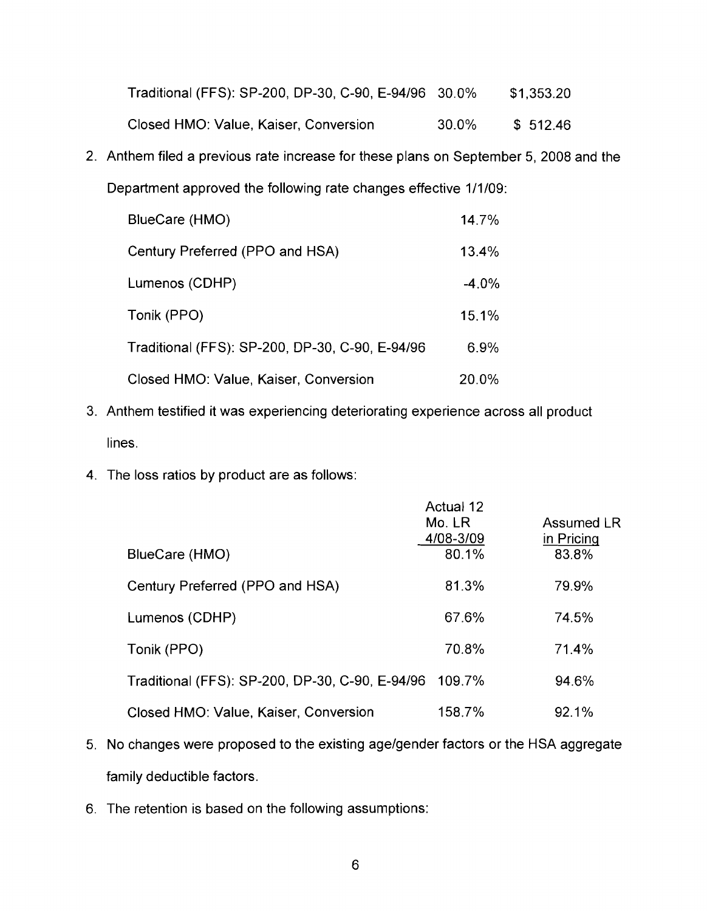| | | |
|---|---|---|
| Traditional (FFS): SP-200, DP-30, C-90, E-94/96 | 30.0% | $1,353.20 |
| Closed HMO: Value, Kaiser, Conversion | 30.0% | $ 512.46 |

2. Anthem filed a previous rate increase for these plans on September 5, 2008 and the Department approved the following rate changes effective 1/1/09:

| | |
|---|---|
| BlueCare (HMO) | 14.7% |
| Century Preferred (PPO and HSA) | 13.4% |
| Lumenos (CDHP) | -4.0% |
| Tonik (PPO) | 15.1% |
| Traditional (FFS): SP-200, DP-30, C-90, E-94/96 | 6.9% |
| Closed HMO: Value, Kaiser, Conversion | 20.0% |

3. Anthem testified it was experiencing deteriorating experience across all product lines.

4. The loss ratios by product are as follows:

| | Actual 12 Mo. LR 4/08-3/09 | Assumed LR in Pricing |
|---|---|---|
| BlueCare (HMO) | 80.1% | 83.8% |
| Century Preferred (PPO and HSA) | 81.3% | 79.9% |
| Lumenos (CDHP) | 67.6% | 74.5% |
| Tonik (PPO) | 70.8% | 71.4% |
| Traditional (FFS): SP-200, DP-30, C-90, E-94/96 | 109.7% | 94.6% |
| Closed HMO: Value, Kaiser, Conversion | 158.7% | 92.1% |

5. No changes were proposed to the existing age/gender factors or the HSA aggregate family deductible factors.

6. The retention is based on the following assumptions: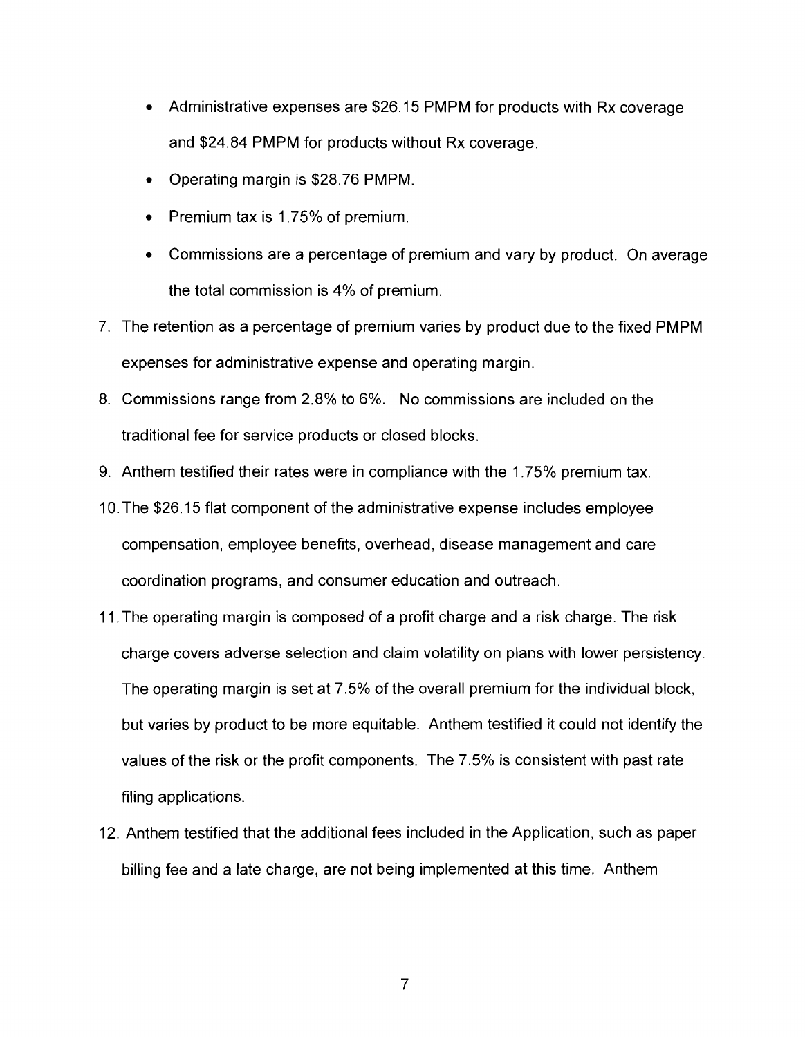- Administrative expenses are $26.15 PMPM for products with Rx coverage and $24.84 PMPM for products without Rx coverage.
- Operating margin is $28.76 PMPM.
- Premium tax is 1.75% of premium.
- Commissions are a percentage of premium and vary by product. On average the total commission is 4% of premium.

7. The retention as a percentage of premium varies by product due to the fixed PMPM expenses for administrative expense and operating margin.
8. Commissions range from 2.8% to 6%. No commissions are included on the traditional fee for service products or closed blocks.
9. Anthem testified their rates were in compliance with the 1.75% premium tax.
10. The $26.15 flat component of the administrative expense includes employee compensation, employee benefits, overhead, disease management and care coordination programs, and consumer education and outreach.
11. The operating margin is composed of a profit charge and a risk charge. The risk charge covers adverse selection and claim volatility on plans with lower persistency. The operating margin is set at 7.5% of the overall premium for the individual block, but varies by product to be more equitable. Anthem testified it could not identify the values of the risk or the profit components. The 7.5% is consistent with past rate filing applications.
12. Anthem testified that the additional fees included in the Application, such as paper billing fee and a late charge, are not being implemented at this time. Anthem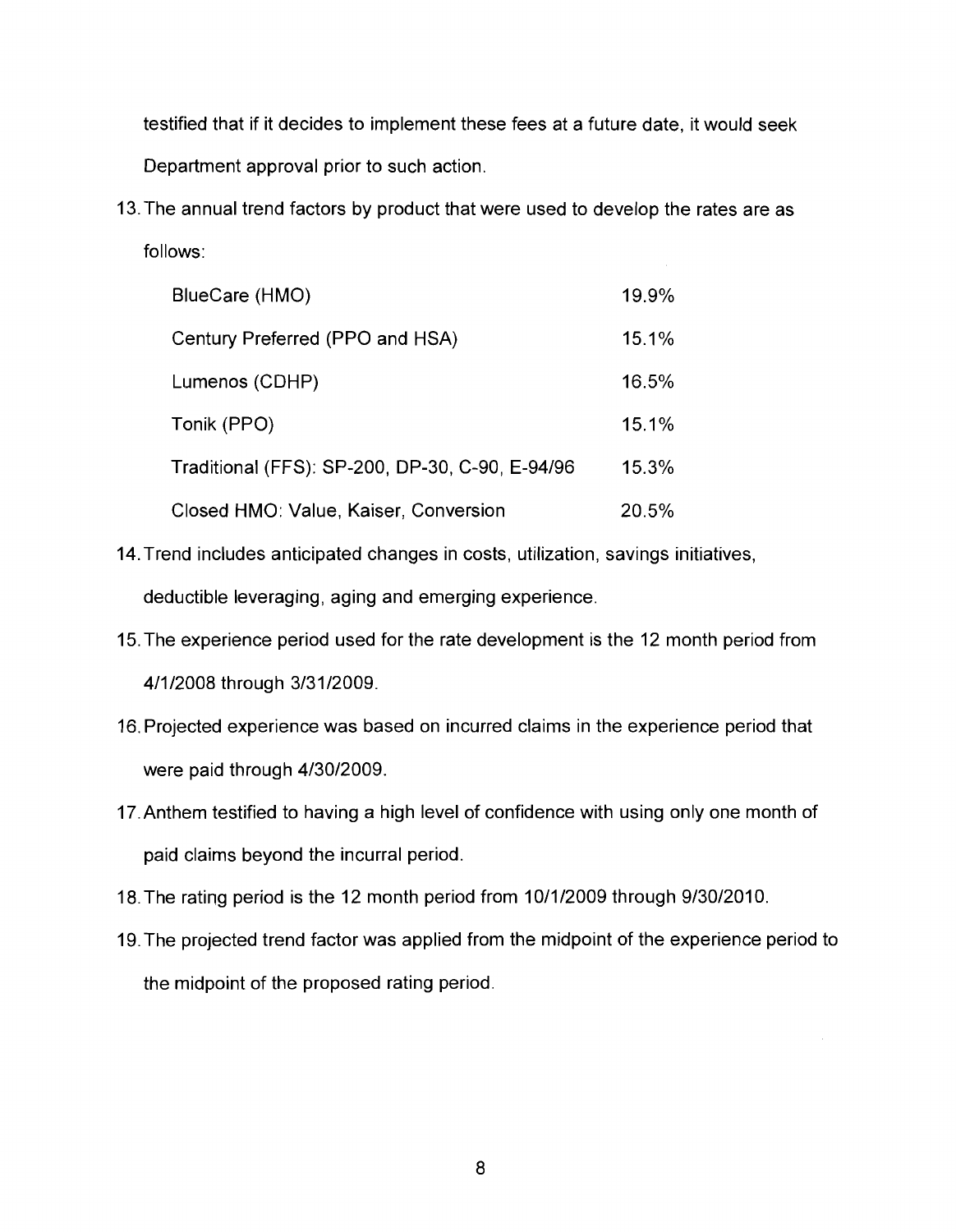testified that if it decides to implement these fees at a future date, it would seek Department approval prior to such action.

13. The annual trend factors by product that were used to develop the rates are as follows:

| Product | Trend |
|---|---|
| BlueCare (HMO) | 19.9% |
| Century Preferred (PPO and HSA) | 15.1% |
| Lumenos (CDHP) | 16.5% |
| Tonik (PPO) | 15.1% |
| Traditional (FFS): SP-200, DP-30, C-90, E-94/96 | 15.3% |
| Closed HMO: Value, Kaiser, Conversion | 20.5% |

14. Trend includes anticipated changes in costs, utilization, savings initiatives, deductible leveraging, aging and emerging experience.
15. The experience period used for the rate development is the 12 month period from 4/1/2008 through 3/31/2009.
16. Projected experience was based on incurred claims in the experience period that were paid through 4/30/2009.
17. Anthem testified to having a high level of confidence with using only one month of paid claims beyond the incurral period.
18. The rating period is the 12 month period from 10/1/2009 through 9/30/2010.
19. The projected trend factor was applied from the midpoint of the experience period to the midpoint of the proposed rating period.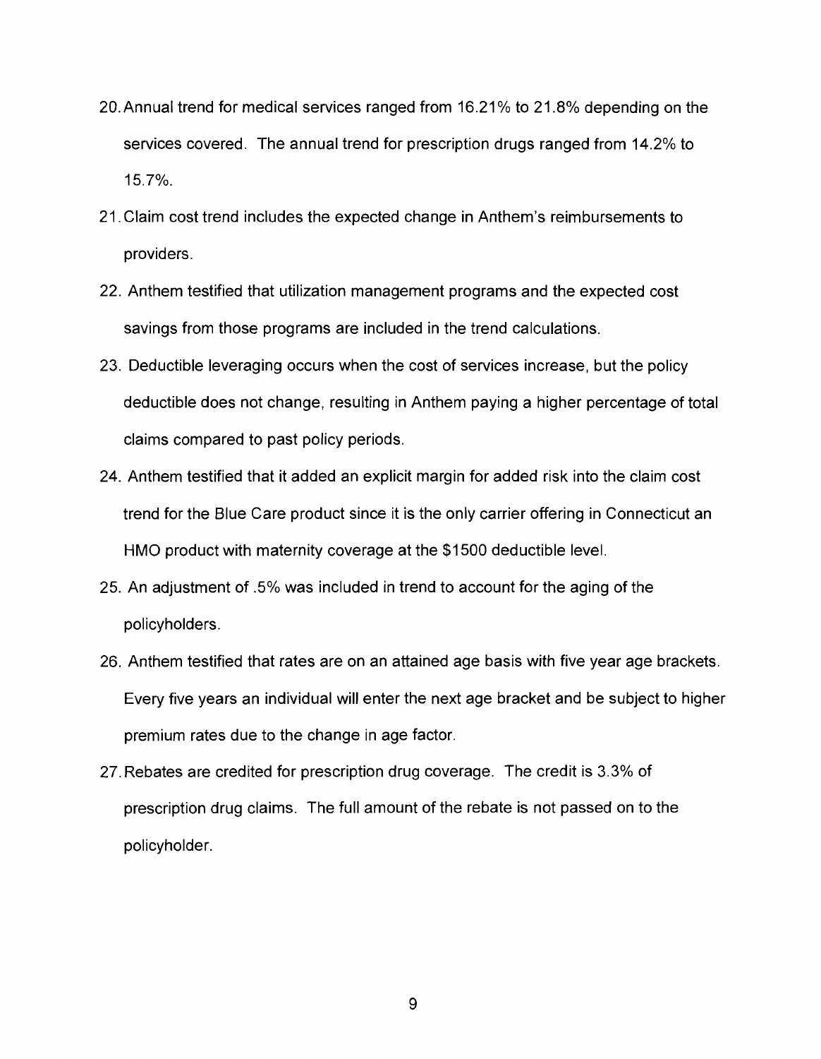20. Annual trend for medical services ranged from 16.21% to 21.8% depending on the services covered. The annual trend for prescription drugs ranged from 14.2% to 15.7%.
21. Claim cost trend includes the expected change in Anthem's reimbursements to providers.
22. Anthem testified that utilization management programs and the expected cost savings from those programs are included in the trend calculations.
23. Deductible leveraging occurs when the cost of services increase, but the policy deductible does not change, resulting in Anthem paying a higher percentage of total claims compared to past policy periods.
24. Anthem testified that it added an explicit margin for added risk into the claim cost trend for the Blue Care product since it is the only carrier offering in Connecticut an HMO product with maternity coverage at the $1500 deductible level.
25. An adjustment of .5% was included in trend to account for the aging of the policyholders.
26. Anthem testified that rates are on an attained age basis with five year age brackets. Every five years an individual will enter the next age bracket and be subject to higher premium rates due to the change in age factor.
27. Rebates are credited for prescription drug coverage. The credit is 3.3% of prescription drug claims. The full amount of the rebate is not passed on to the policyholder.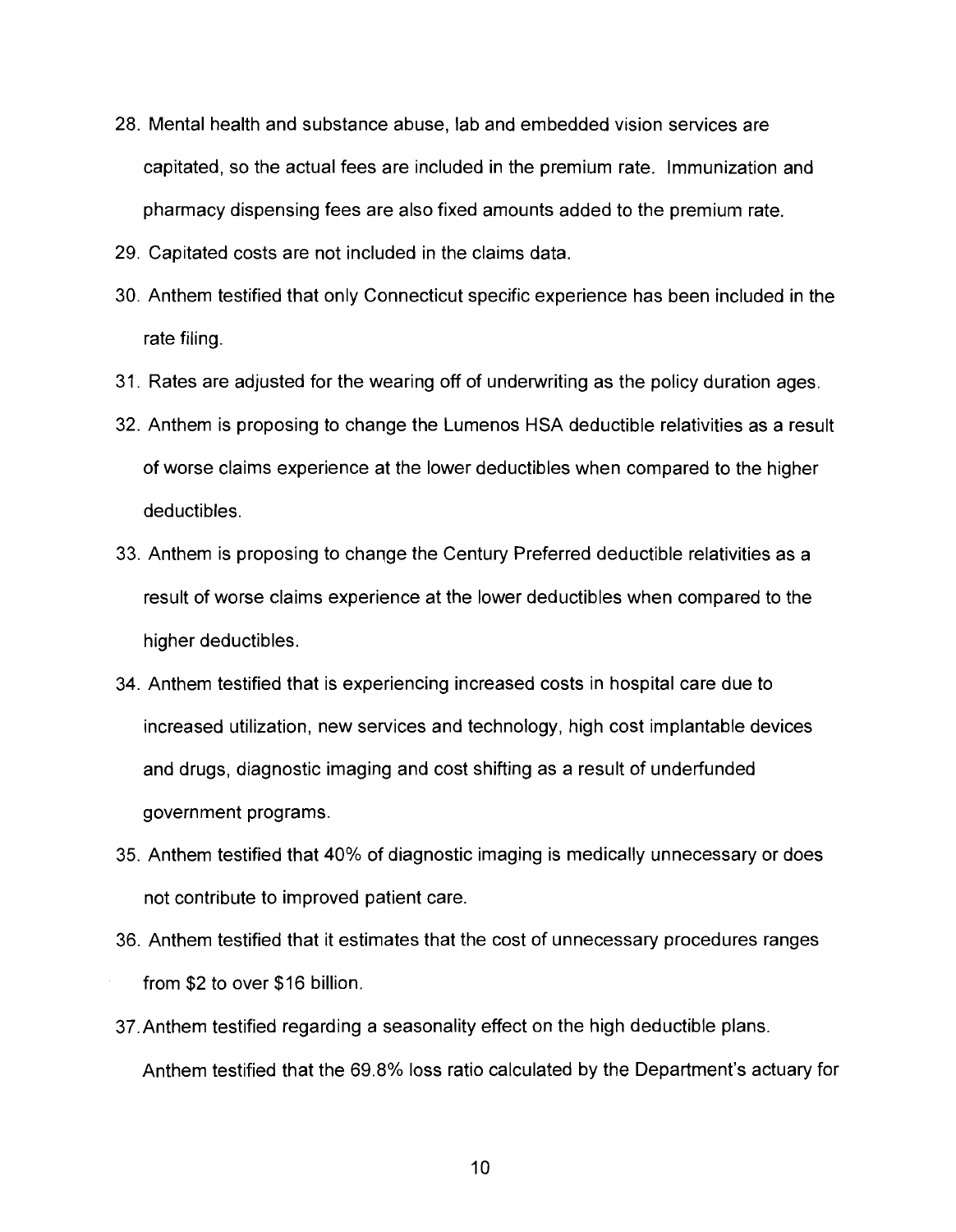28. Mental health and substance abuse, lab and embedded vision services are capitated, so the actual fees are included in the premium rate. Immunization and pharmacy dispensing fees are also fixed amounts added to the premium rate.
29. Capitated costs are not included in the claims data.
30. Anthem testified that only Connecticut specific experience has been included in the rate filing.
31. Rates are adjusted for the wearing off of underwriting as the policy duration ages.
32. Anthem is proposing to change the Lumenos HSA deductible relativities as a result of worse claims experience at the lower deductibles when compared to the higher deductibles.
33. Anthem is proposing to change the Century Preferred deductible relativities as a result of worse claims experience at the lower deductibles when compared to the higher deductibles.
34. Anthem testified that is experiencing increased costs in hospital care due to increased utilization, new services and technology, high cost implantable devices and drugs, diagnostic imaging and cost shifting as a result of underfunded government programs.
35. Anthem testified that 40% of diagnostic imaging is medically unnecessary or does not contribute to improved patient care.
36. Anthem testified that it estimates that the cost of unnecessary procedures ranges from $2 to over $16 billion.
37. Anthem testified regarding a seasonality effect on the high deductible plans. Anthem testified that the 69.8% loss ratio calculated by the Department's actuary for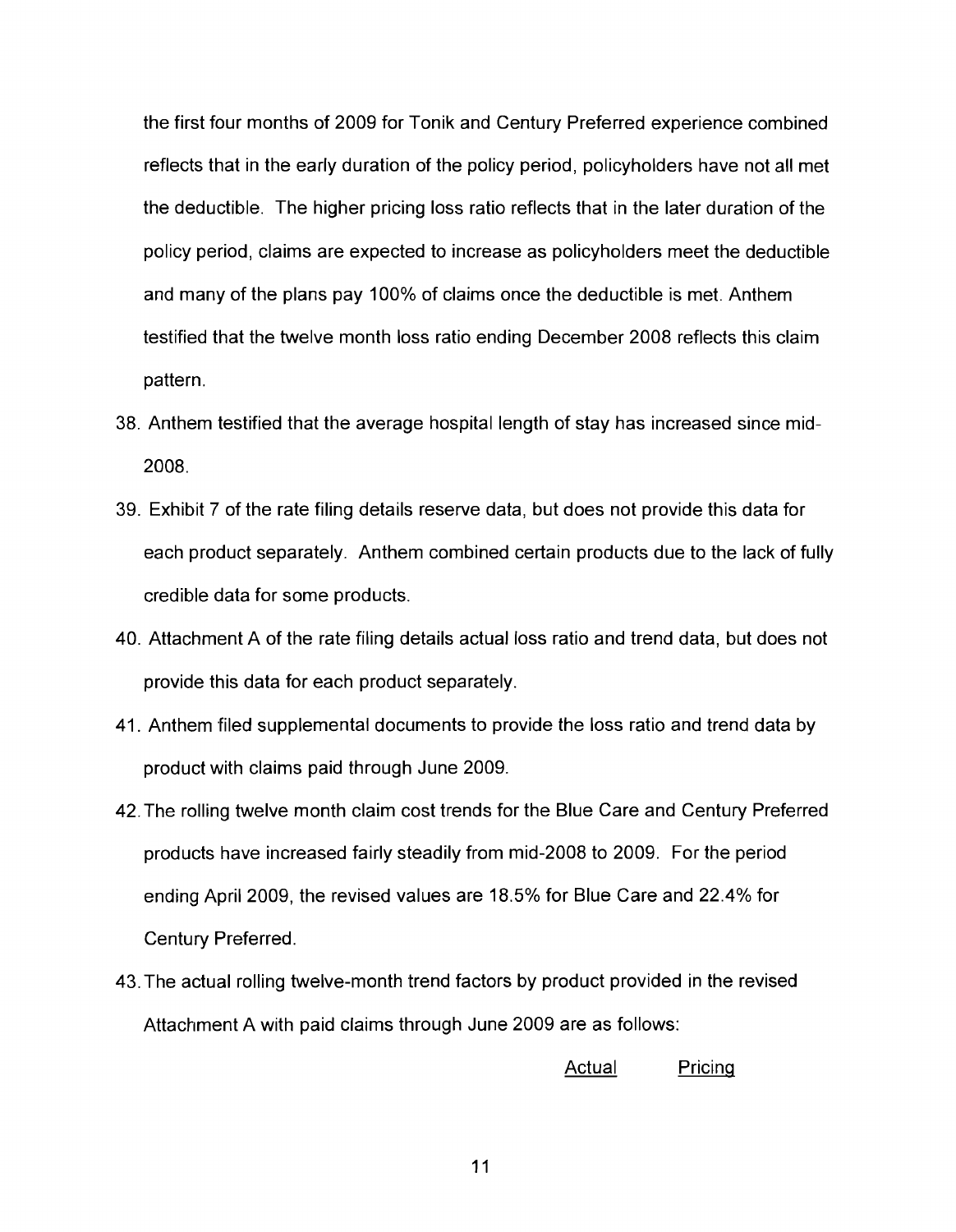the first four months of 2009 for Tonik and Century Preferred experience combined reflects that in the early duration of the policy period, policyholders have not all met the deductible. The higher pricing loss ratio reflects that in the later duration of the policy period, claims are expected to increase as policyholders meet the deductible and many of the plans pay 100% of claims once the deductible is met. Anthem testified that the twelve month loss ratio ending December 2008 reflects this claim pattern.

38. Anthem testified that the average hospital length of stay has increased since mid-2008.
39. Exhibit 7 of the rate filing details reserve data, but does not provide this data for each product separately. Anthem combined certain products due to the lack of fully credible data for some products.
40. Attachment A of the rate filing details actual loss ratio and trend data, but does not provide this data for each product separately.
41. Anthem filed supplemental documents to provide the loss ratio and trend data by product with claims paid through June 2009.
42. The rolling twelve month claim cost trends for the Blue Care and Century Preferred products have increased fairly steadily from mid-2008 to 2009. For the period ending April 2009, the revised values are 18.5% for Blue Care and 22.4% for Century Preferred.
43. The actual rolling twelve-month trend factors by product provided in the revised Attachment A with paid claims through June 2009 are as follows:

| | Actual | Pricing |
|---|---|---|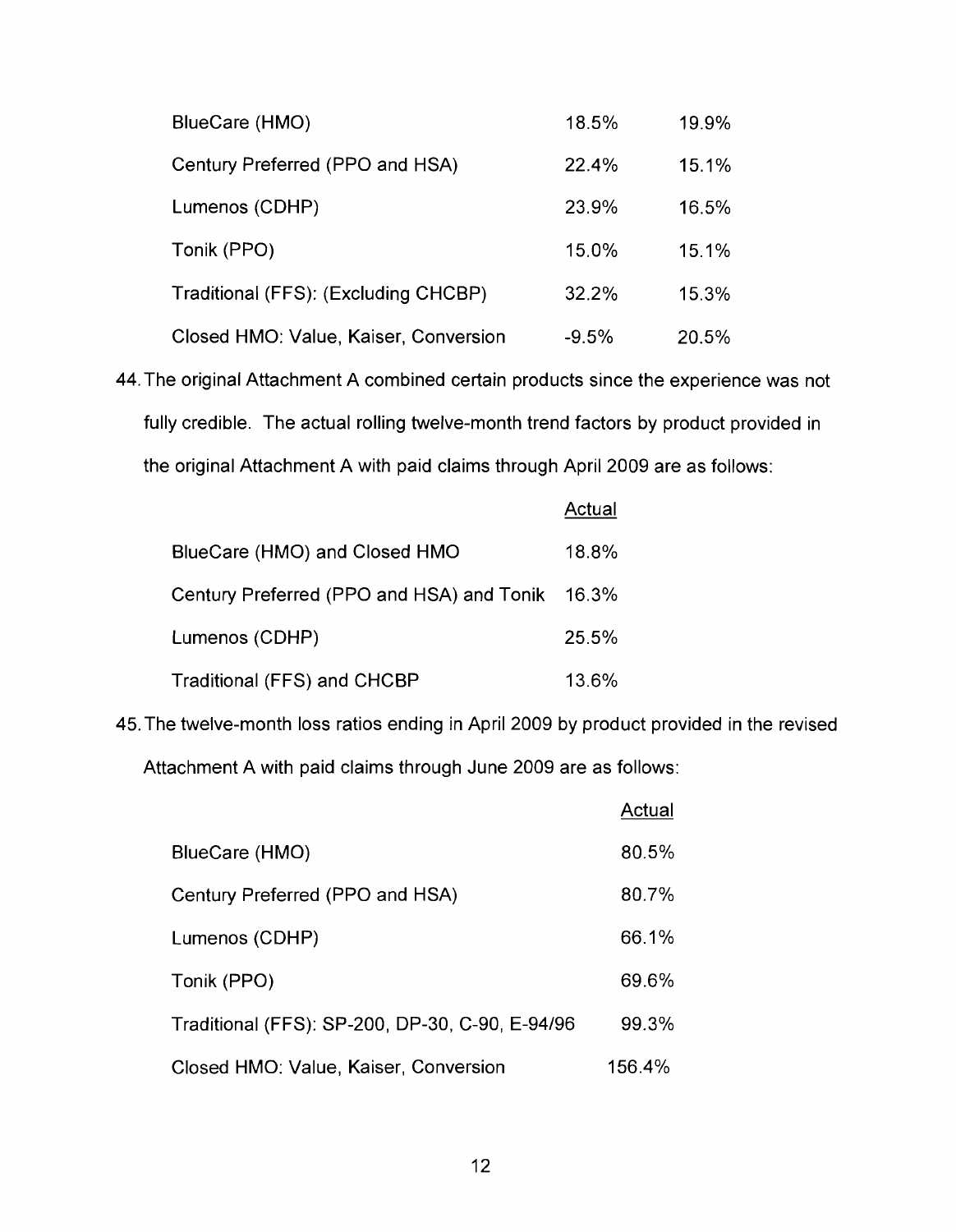| | | |
|---|---|---|
| BlueCare (HMO) | 18.5% | 19.9% |
| Century Preferred (PPO and HSA) | 22.4% | 15.1% |
| Lumenos (CDHP) | 23.9% | 16.5% |
| Tonik (PPO) | 15.0% | 15.1% |
| Traditional (FFS): (Excluding CHCBP) | 32.2% | 15.3% |
| Closed HMO: Value, Kaiser, Conversion | -9.5% | 20.5% |

44. The original Attachment A combined certain products since the experience was not fully credible. The actual rolling twelve-month trend factors by product provided in the original Attachment A with paid claims through April 2009 are as follows:

| | Actual |
|---|---|
| BlueCare (HMO) and Closed HMO | 18.8% |
| Century Preferred (PPO and HSA) and Tonik | 16.3% |
| Lumenos (CDHP) | 25.5% |
| Traditional (FFS) and CHCBP | 13.6% |

45. The twelve-month loss ratios ending in April 2009 by product provided in the revised Attachment A with paid claims through June 2009 are as follows:

| | Actual |
|---|---|
| BlueCare (HMO) | 80.5% |
| Century Preferred (PPO and HSA) | 80.7% |
| Lumenos (CDHP) | 66.1% |
| Tonik (PPO) | 69.6% |
| Traditional (FFS): SP-200, DP-30, C-90, E-94/96 | 99.3% |
| Closed HMO: Value, Kaiser, Conversion | 156.4% |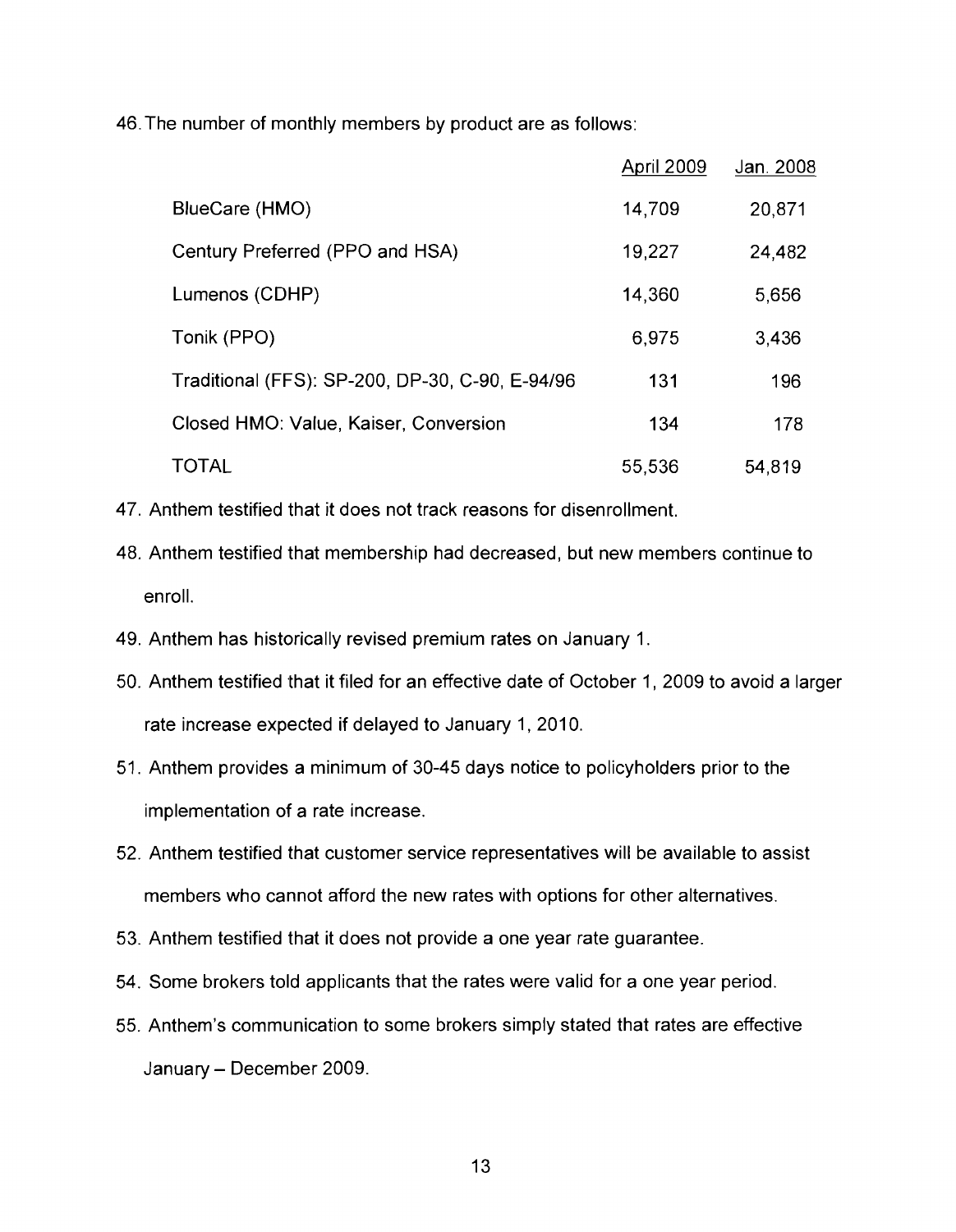46. The number of monthly members by product are as follows:

| | April 2009 | Jan. 2008 |
|---|---|---|
| BlueCare (HMO) | 14,709 | 20,871 |
| Century Preferred (PPO and HSA) | 19,227 | 24,482 |
| Lumenos (CDHP) | 14,360 | 5,656 |
| Tonik (PPO) | 6,975 | 3,436 |
| Traditional (FFS): SP-200, DP-30, C-90, E-94/96 | 131 | 196 |
| Closed HMO: Value, Kaiser, Conversion | 134 | 178 |
| TOTAL | 55,536 | 54,819 |

47. Anthem testified that it does not track reasons for disenrollment.

48. Anthem testified that membership had decreased, but new members continue to enroll.

49. Anthem has historically revised premium rates on January 1.

50. Anthem testified that it filed for an effective date of October 1, 2009 to avoid a larger rate increase expected if delayed to January 1, 2010.

51. Anthem provides a minimum of 30-45 days notice to policyholders prior to the implementation of a rate increase.

52. Anthem testified that customer service representatives will be available to assist members who cannot afford the new rates with options for other alternatives.

53. Anthem testified that it does not provide a one year rate guarantee.

54. Some brokers told applicants that the rates were valid for a one year period.

55. Anthem's communication to some brokers simply stated that rates are effective January – December 2009.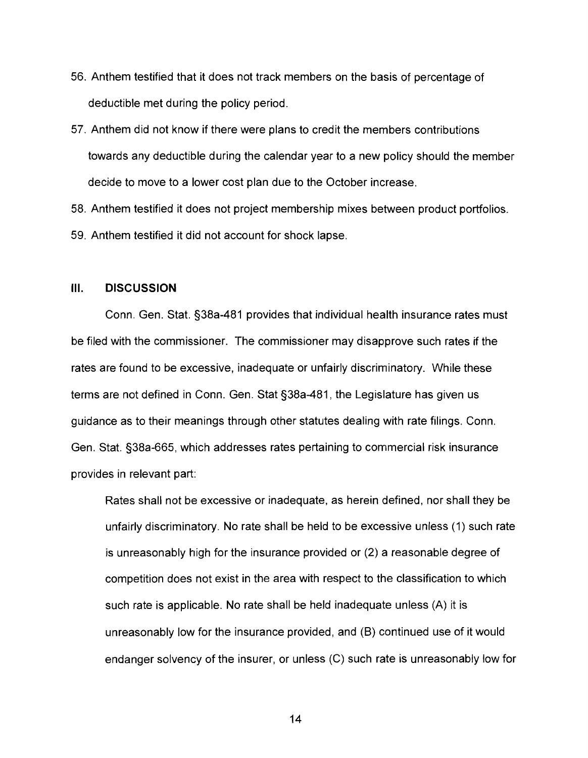56. Anthem testified that it does not track members on the basis of percentage of deductible met during the policy period.

57. Anthem did not know if there were plans to credit the members contributions towards any deductible during the calendar year to a new policy should the member decide to move to a lower cost plan due to the October increase.

58. Anthem testified it does not project membership mixes between product portfolios.

59. Anthem testified it did not account for shock lapse.

## III. DISCUSSION

Conn. Gen. Stat. §38a-481 provides that individual health insurance rates must be filed with the commissioner. The commissioner may disapprove such rates if the rates are found to be excessive, inadequate or unfairly discriminatory. While these terms are not defined in Conn. Gen. Stat §38a-481, the Legislature has given us guidance as to their meanings through other statutes dealing with rate filings. Conn. Gen. Stat. §38a-665, which addresses rates pertaining to commercial risk insurance provides in relevant part:

> Rates shall not be excessive or inadequate, as herein defined, nor shall they be unfairly discriminatory. No rate shall be held to be excessive unless (1) such rate is unreasonably high for the insurance provided or (2) a reasonable degree of competition does not exist in the area with respect to the classification to which such rate is applicable. No rate shall be held inadequate unless (A) it is unreasonably low for the insurance provided, and (B) continued use of it would endanger solvency of the insurer, or unless (C) such rate is unreasonably low for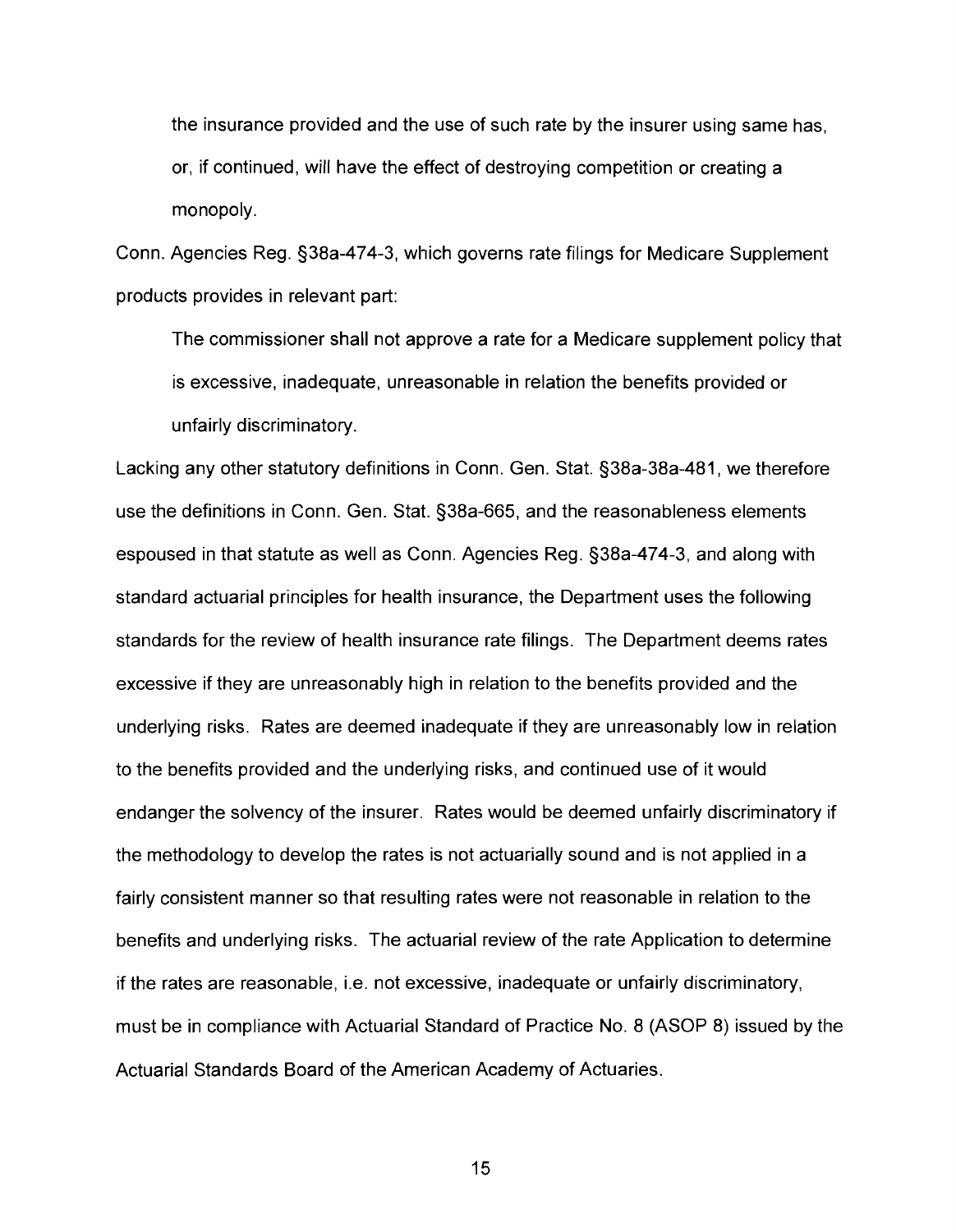> the insurance provided and the use of such rate by the insurer using same has, or, if continued, will have the effect of destroying competition or creating a monopoly.

Conn. Agencies Reg. §38a-474-3, which governs rate filings for Medicare Supplement products provides in relevant part:

> The commissioner shall not approve a rate for a Medicare supplement policy that is excessive, inadequate, unreasonable in relation the benefits provided or unfairly discriminatory.

Lacking any other statutory definitions in Conn. Gen. Stat. §38a-38a-481, we therefore use the definitions in Conn. Gen. Stat. §38a-665, and the reasonableness elements espoused in that statute as well as Conn. Agencies Reg. §38a-474-3, and along with standard actuarial principles for health insurance, the Department uses the following standards for the review of health insurance rate filings. The Department deems rates excessive if they are unreasonably high in relation to the benefits provided and the underlying risks. Rates are deemed inadequate if they are unreasonably low in relation to the benefits provided and the underlying risks, and continued use of it would endanger the solvency of the insurer. Rates would be deemed unfairly discriminatory if the methodology to develop the rates is not actuarially sound and is not applied in a fairly consistent manner so that resulting rates were not reasonable in relation to the benefits and underlying risks. The actuarial review of the rate Application to determine if the rates are reasonable, i.e. not excessive, inadequate or unfairly discriminatory, must be in compliance with Actuarial Standard of Practice No. 8 (ASOP 8) issued by the Actuarial Standards Board of the American Academy of Actuaries.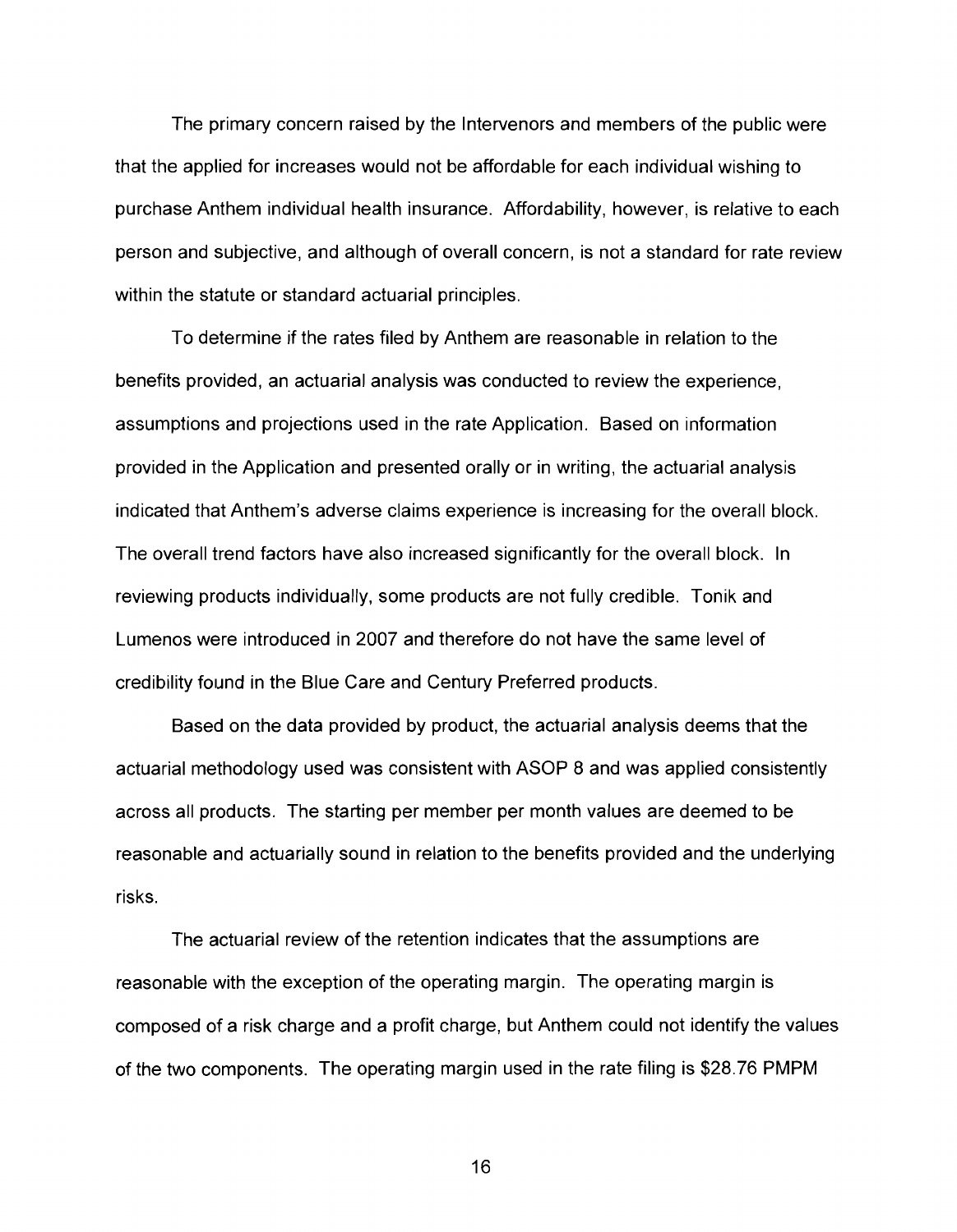The primary concern raised by the Intervenors and members of the public were that the applied for increases would not be affordable for each individual wishing to purchase Anthem individual health insurance. Affordability, however, is relative to each person and subjective, and although of overall concern, is not a standard for rate review within the statute or standard actuarial principles.

To determine if the rates filed by Anthem are reasonable in relation to the benefits provided, an actuarial analysis was conducted to review the experience, assumptions and projections used in the rate Application. Based on information provided in the Application and presented orally or in writing, the actuarial analysis indicated that Anthem's adverse claims experience is increasing for the overall block. The overall trend factors have also increased significantly for the overall block. In reviewing products individually, some products are not fully credible. Tonik and Lumenos were introduced in 2007 and therefore do not have the same level of credibility found in the Blue Care and Century Preferred products.

Based on the data provided by product, the actuarial analysis deems that the actuarial methodology used was consistent with ASOP 8 and was applied consistently across all products. The starting per member per month values are deemed to be reasonable and actuarially sound in relation to the benefits provided and the underlying risks.

The actuarial review of the retention indicates that the assumptions are reasonable with the exception of the operating margin. The operating margin is composed of a risk charge and a profit charge, but Anthem could not identify the values of the two components. The operating margin used in the rate filing is $28.76 PMPM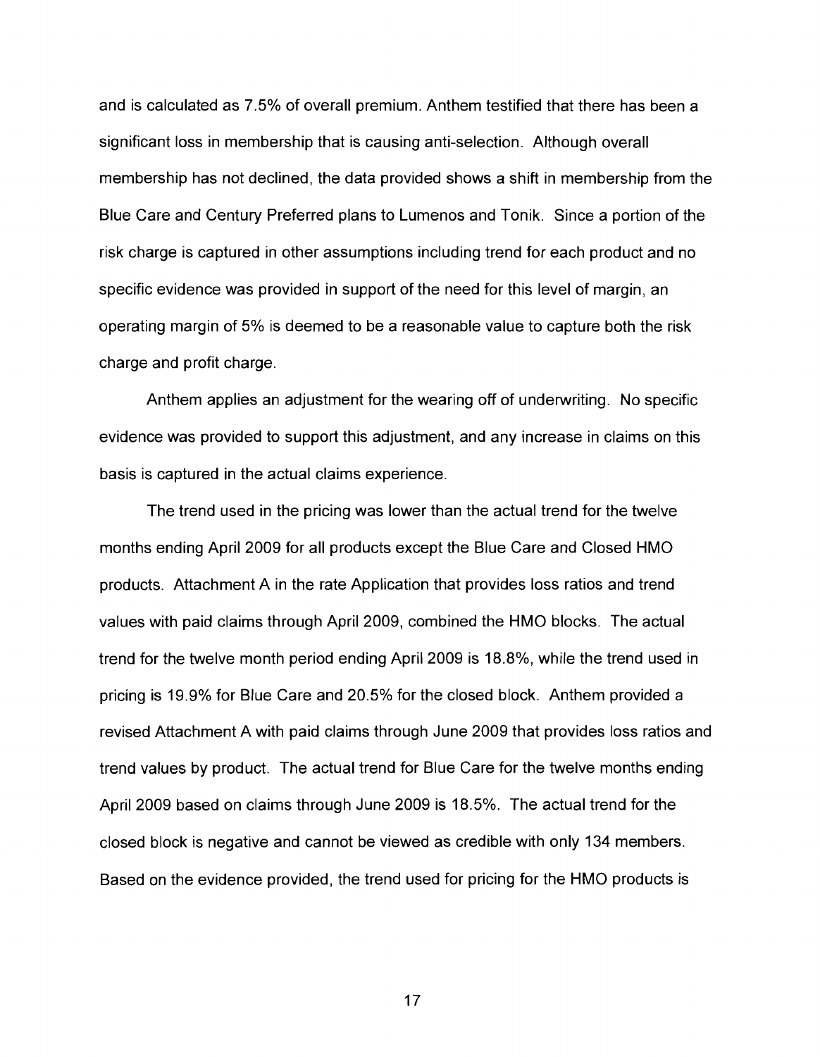and is calculated as 7.5% of overall premium. Anthem testified that there has been a significant loss in membership that is causing anti-selection. Although overall membership has not declined, the data provided shows a shift in membership from the Blue Care and Century Preferred plans to Lumenos and Tonik. Since a portion of the risk charge is captured in other assumptions including trend for each product and no specific evidence was provided in support of the need for this level of margin, an operating margin of 5% is deemed to be a reasonable value to capture both the risk charge and profit charge.

Anthem applies an adjustment for the wearing off of underwriting. No specific evidence was provided to support this adjustment, and any increase in claims on this basis is captured in the actual claims experience.

The trend used in the pricing was lower than the actual trend for the twelve months ending April 2009 for all products except the Blue Care and Closed HMO products. Attachment A in the rate Application that provides loss ratios and trend values with paid claims through April 2009, combined the HMO blocks. The actual trend for the twelve month period ending April 2009 is 18.8%, while the trend used in pricing is 19.9% for Blue Care and 20.5% for the closed block. Anthem provided a revised Attachment A with paid claims through June 2009 that provides loss ratios and trend values by product. The actual trend for Blue Care for the twelve months ending April 2009 based on claims through June 2009 is 18.5%. The actual trend for the closed block is negative and cannot be viewed as credible with only 134 members. Based on the evidence provided, the trend used for pricing for the HMO products is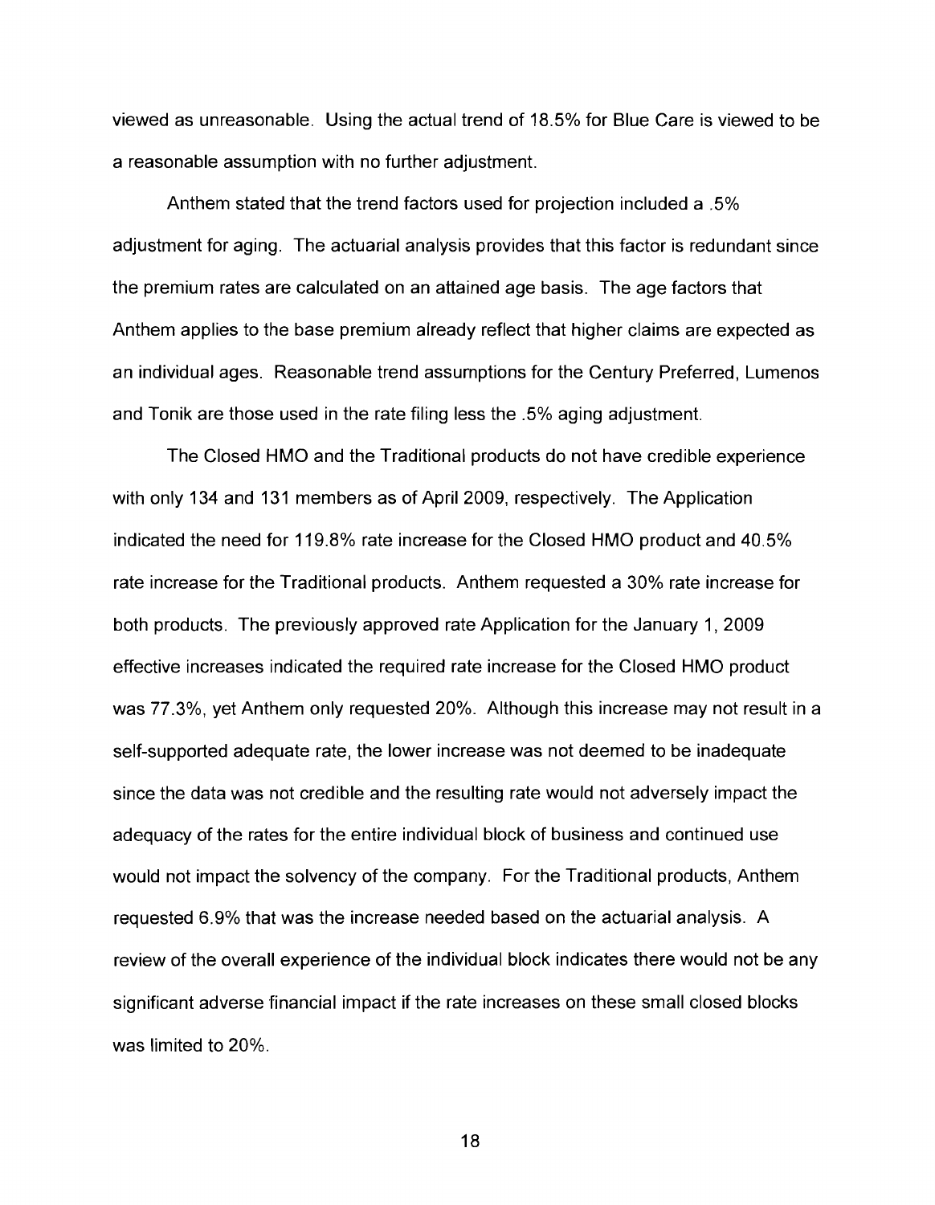viewed as unreasonable. Using the actual trend of 18.5% for Blue Care is viewed to be a reasonable assumption with no further adjustment.

Anthem stated that the trend factors used for projection included a .5% adjustment for aging. The actuarial analysis provides that this factor is redundant since the premium rates are calculated on an attained age basis. The age factors that Anthem applies to the base premium already reflect that higher claims are expected as an individual ages. Reasonable trend assumptions for the Century Preferred, Lumenos and Tonik are those used in the rate filing less the .5% aging adjustment.

The Closed HMO and the Traditional products do not have credible experience with only 134 and 131 members as of April 2009, respectively. The Application indicated the need for 119.8% rate increase for the Closed HMO product and 40.5% rate increase for the Traditional products. Anthem requested a 30% rate increase for both products. The previously approved rate Application for the January 1, 2009 effective increases indicated the required rate increase for the Closed HMO product was 77.3%, yet Anthem only requested 20%. Although this increase may not result in a self-supported adequate rate, the lower increase was not deemed to be inadequate since the data was not credible and the resulting rate would not adversely impact the adequacy of the rates for the entire individual block of business and continued use would not impact the solvency of the company. For the Traditional products, Anthem requested 6.9% that was the increase needed based on the actuarial analysis. A review of the overall experience of the individual block indicates there would not be any significant adverse financial impact if the rate increases on these small closed blocks was limited to 20%.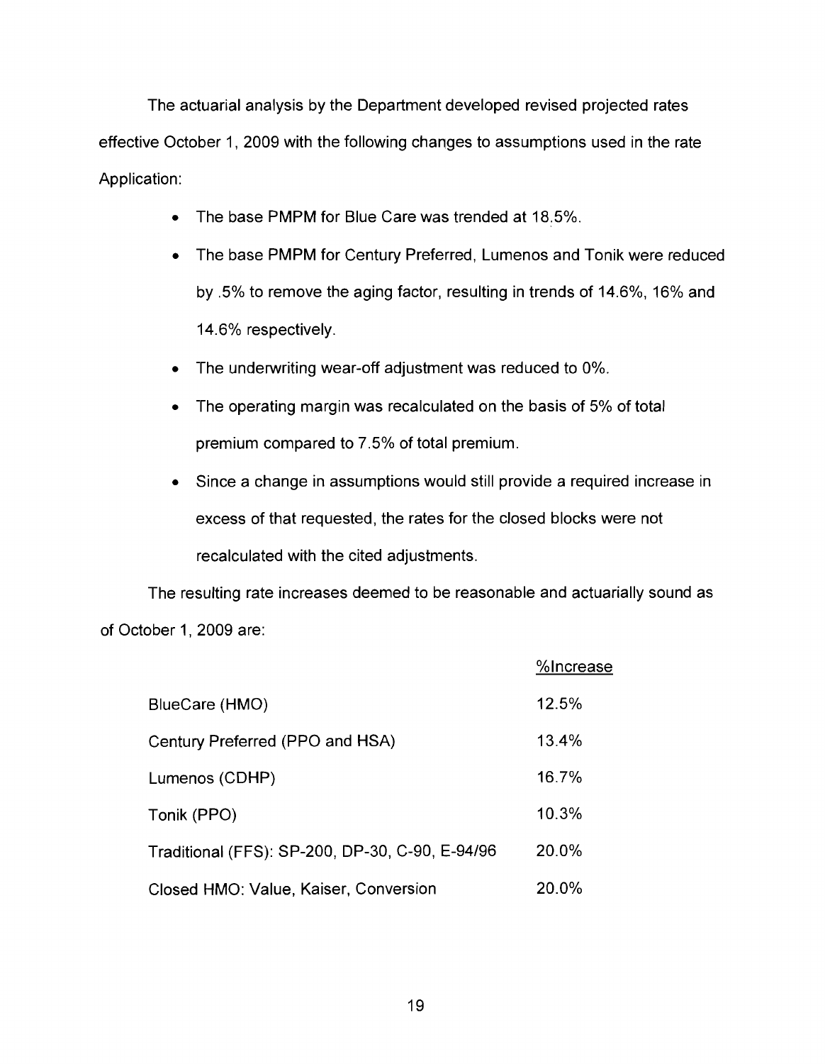The actuarial analysis by the Department developed revised projected rates effective October 1, 2009 with the following changes to assumptions used in the rate Application:

- The base PMPM for Blue Care was trended at 18.5%.
- The base PMPM for Century Preferred, Lumenos and Tonik were reduced by .5% to remove the aging factor, resulting in trends of 14.6%, 16% and 14.6% respectively.
- The underwriting wear-off adjustment was reduced to 0%.
- The operating margin was recalculated on the basis of 5% of total premium compared to 7.5% of total premium.
- Since a change in assumptions would still provide a required increase in excess of that requested, the rates for the closed blocks were not recalculated with the cited adjustments.

The resulting rate increases deemed to be reasonable and actuarially sound as of October 1, 2009 are:

| | %Increase |
|---|---|
| BlueCare (HMO) | 12.5% |
| Century Preferred (PPO and HSA) | 13.4% |
| Lumenos (CDHP) | 16.7% |
| Tonik (PPO) | 10.3% |
| Traditional (FFS): SP-200, DP-30, C-90, E-94/96 | 20.0% |
| Closed HMO: Value, Kaiser, Conversion | 20.0% |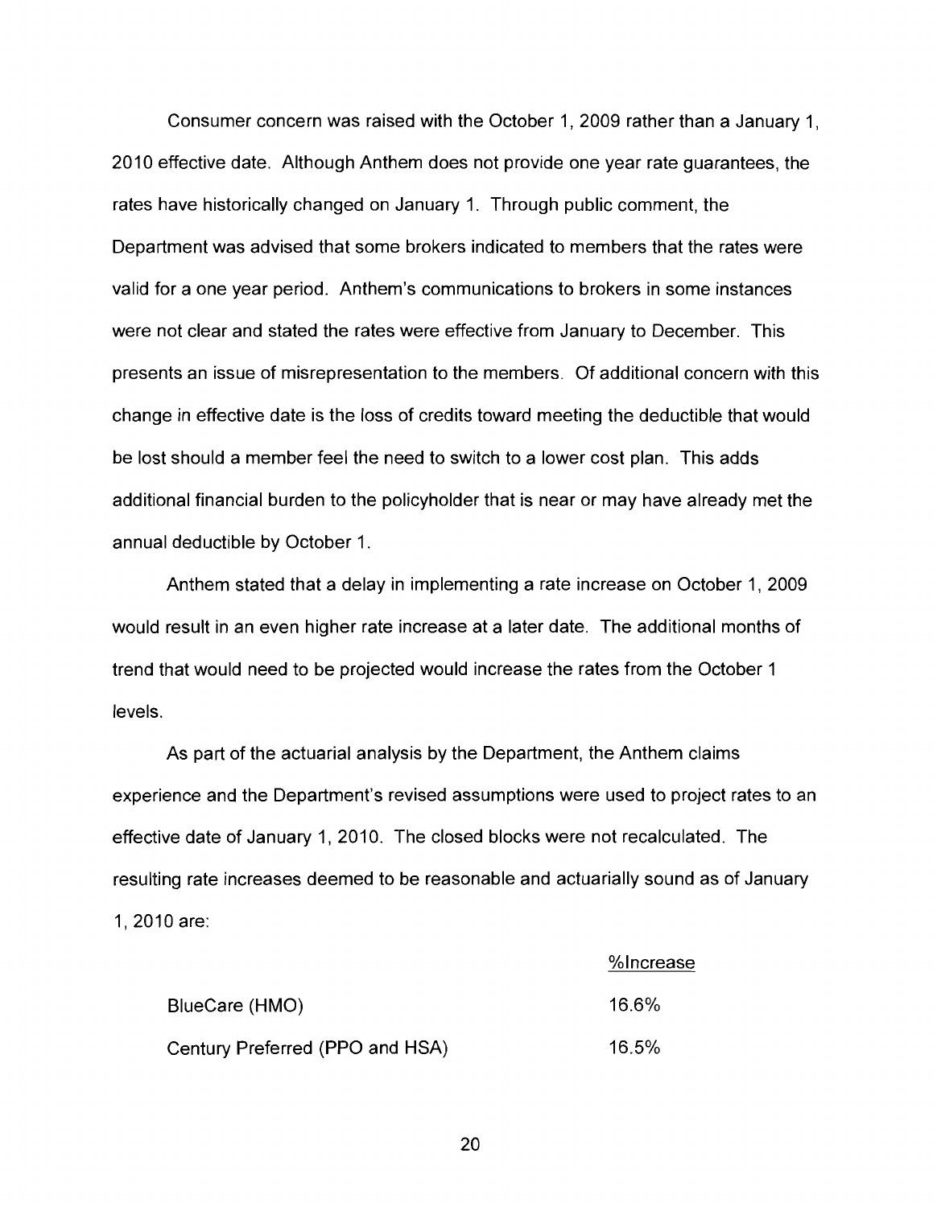Consumer concern was raised with the October 1, 2009 rather than a January 1, 2010 effective date. Although Anthem does not provide one year rate guarantees, the rates have historically changed on January 1. Through public comment, the Department was advised that some brokers indicated to members that the rates were valid for a one year period. Anthem's communications to brokers in some instances were not clear and stated the rates were effective from January to December. This presents an issue of misrepresentation to the members. Of additional concern with this change in effective date is the loss of credits toward meeting the deductible that would be lost should a member feel the need to switch to a lower cost plan. This adds additional financial burden to the policyholder that is near or may have already met the annual deductible by October 1.

Anthem stated that a delay in implementing a rate increase on October 1, 2009 would result in an even higher rate increase at a later date. The additional months of trend that would need to be projected would increase the rates from the October 1 levels.

As part of the actuarial analysis by the Department, the Anthem claims experience and the Department's revised assumptions were used to project rates to an effective date of January 1, 2010. The closed blocks were not recalculated. The resulting rate increases deemed to be reasonable and actuarially sound as of January 1, 2010 are:

| | %Increase |
|---|---|
| BlueCare (HMO) | 16.6% |
| Century Preferred (PPO and HSA) | 16.5% |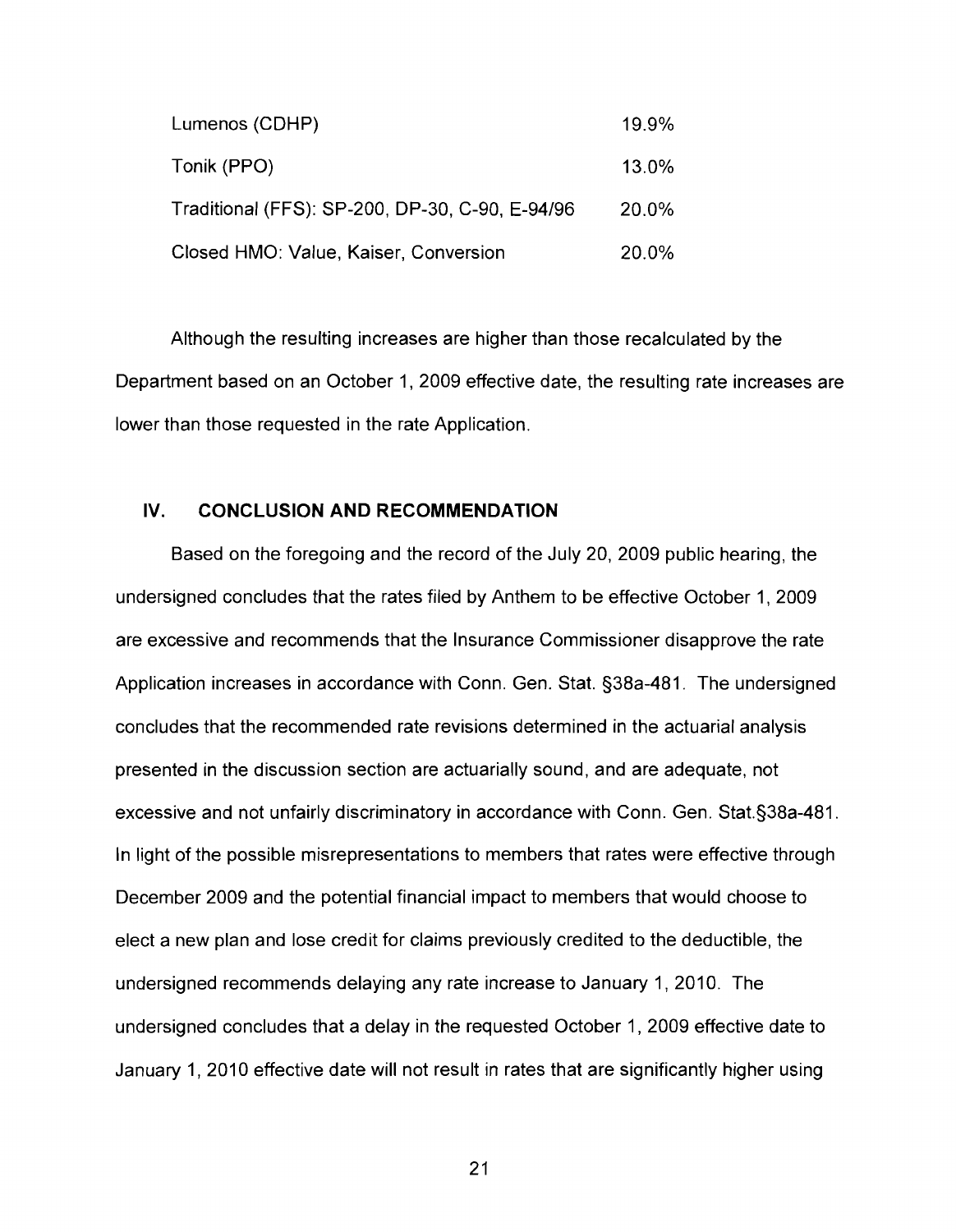| | |
|---|---|
| Lumenos (CDHP) | 19.9% |
| Tonik (PPO) | 13.0% |
| Traditional (FFS): SP-200, DP-30, C-90, E-94/96 | 20.0% |
| Closed HMO: Value, Kaiser, Conversion | 20.0% |

Although the resulting increases are higher than those recalculated by the Department based on an October 1, 2009 effective date, the resulting rate increases are lower than those requested in the rate Application.

## IV. CONCLUSION AND RECOMMENDATION

Based on the foregoing and the record of the July 20, 2009 public hearing, the undersigned concludes that the rates filed by Anthem to be effective October 1, 2009 are excessive and recommends that the Insurance Commissioner disapprove the rate Application increases in accordance with Conn. Gen. Stat. §38a-481. The undersigned concludes that the recommended rate revisions determined in the actuarial analysis presented in the discussion section are actuarially sound, and are adequate, not excessive and not unfairly discriminatory in accordance with Conn. Gen. Stat.§38a-481. In light of the possible misrepresentations to members that rates were effective through December 2009 and the potential financial impact to members that would choose to elect a new plan and lose credit for claims previously credited to the deductible, the undersigned recommends delaying any rate increase to January 1, 2010. The undersigned concludes that a delay in the requested October 1, 2009 effective date to January 1, 2010 effective date will not result in rates that are significantly higher using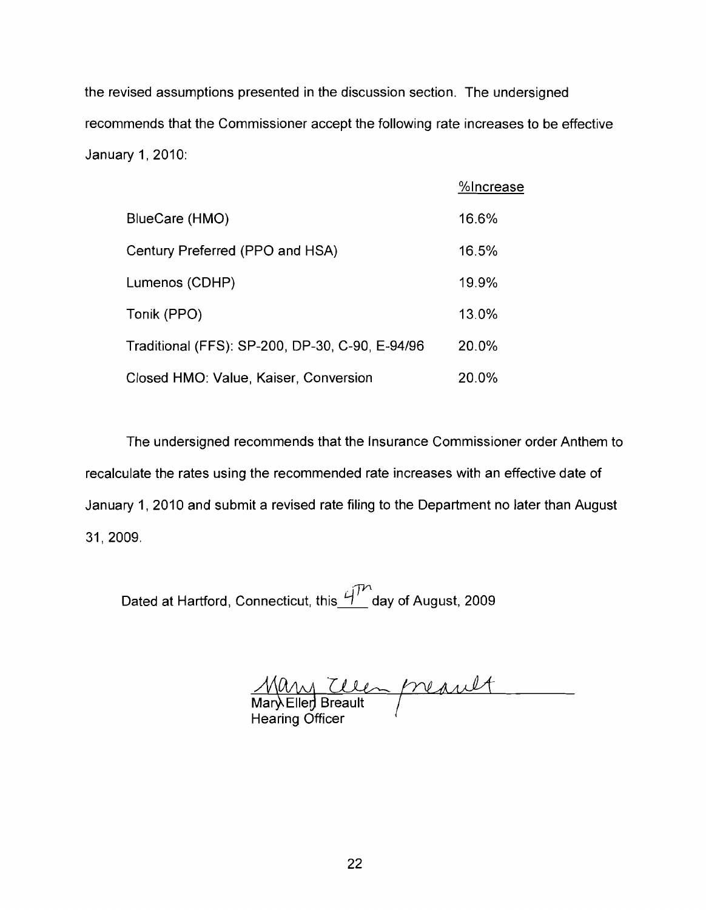the revised assumptions presented in the discussion section. The undersigned recommends that the Commissioner accept the following rate increases to be effective January 1, 2010:

| | %Increase |
|---|---|
| BlueCare (HMO) | 16.6% |
| Century Preferred (PPO and HSA) | 16.5% |
| Lumenos (CDHP) | 19.9% |
| Tonik (PPO) | 13.0% |
| Traditional (FFS): SP-200, DP-30, C-90, E-94/96 | 20.0% |
| Closed HMO: Value, Kaiser, Conversion | 20.0% |

The undersigned recommends that the Insurance Commissioner order Anthem to recalculate the rates using the recommended rate increases with an effective date of January 1, 2010 and submit a revised rate filing to the Department no later than August 31, 2009.

Dated at Hartford, Connecticut, this 4th day of August, 2009

Mary Ellen Breault
Hearing Officer